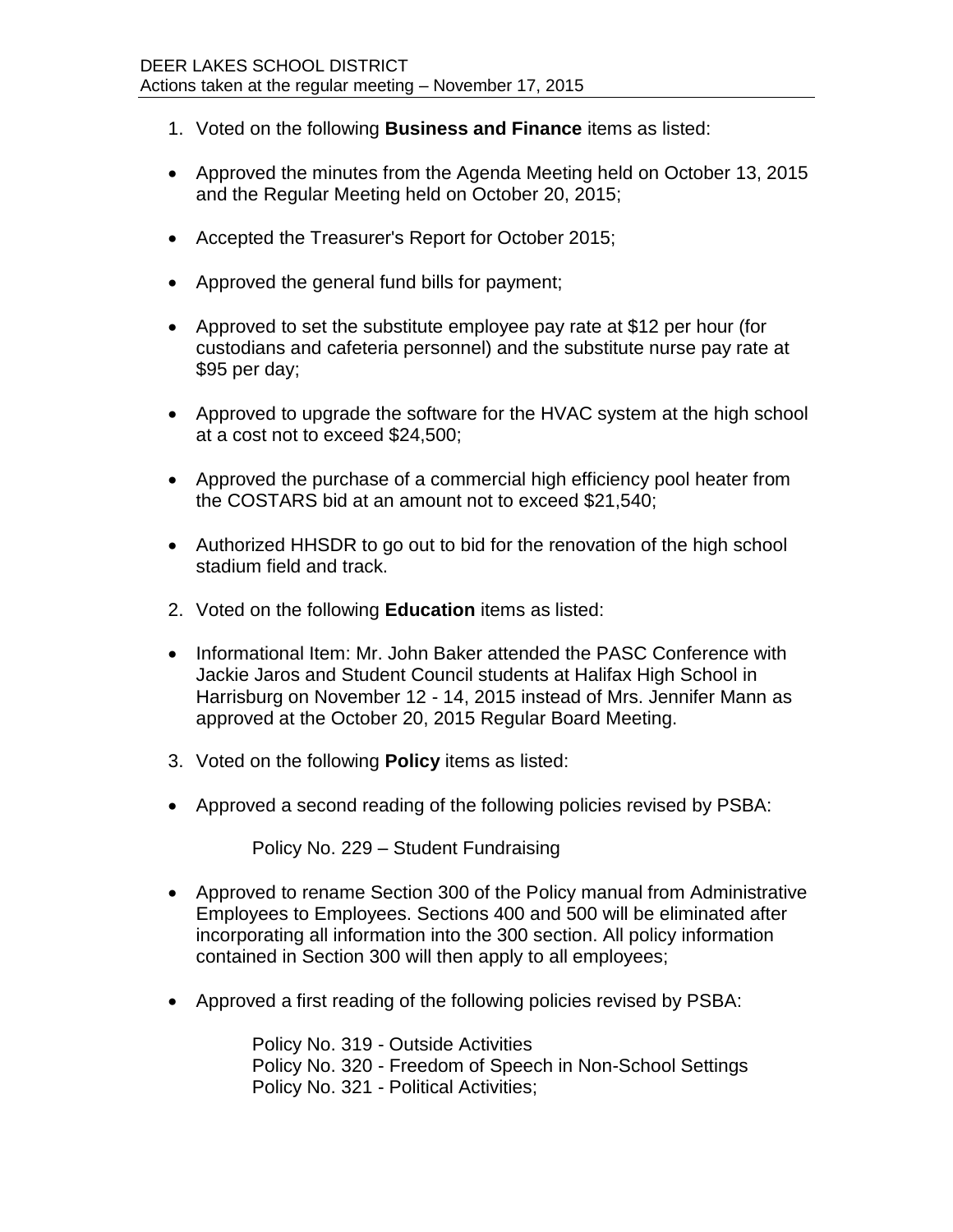DEER LAKES SCHOOL DISTRICT
Actions taken at the regular meeting – November 17, 2015

1. Voted on the following **Business and Finance** items as listed:

- Approved the minutes from the Agenda Meeting held on October 13, 2015 and the Regular Meeting held on October 20, 2015;

- Accepted the Treasurer's Report for October 2015;

- Approved the general fund bills for payment;

- Approved to set the substitute employee pay rate at $12 per hour (for custodians and cafeteria personnel) and the substitute nurse pay rate at $95 per day;

- Approved to upgrade the software for the HVAC system at the high school at a cost not to exceed $24,500;

- Approved the purchase of a commercial high efficiency pool heater from the COSTARS bid at an amount not to exceed $21,540;

- Authorized HHSDR to go out to bid for the renovation of the high school stadium field and track.

2. Voted on the following **Education** items as listed:

- Informational Item: Mr. John Baker attended the PASC Conference with Jackie Jaros and Student Council students at Halifax High School in Harrisburg on November 12 - 14, 2015 instead of Mrs. Jennifer Mann as approved at the October 20, 2015 Regular Board Meeting.

3. Voted on the following **Policy** items as listed:

- Approved a second reading of the following policies revised by PSBA:

  Policy No. 229 – Student Fundraising

- Approved to rename Section 300 of the Policy manual from Administrative Employees to Employees. Sections 400 and 500 will be eliminated after incorporating all information into the 300 section. All policy information contained in Section 300 will then apply to all employees;

- Approved a first reading of the following policies revised by PSBA:

  Policy No. 319 - Outside Activities
  Policy No. 320 - Freedom of Speech in Non-School Settings
  Policy No. 321 - Political Activities;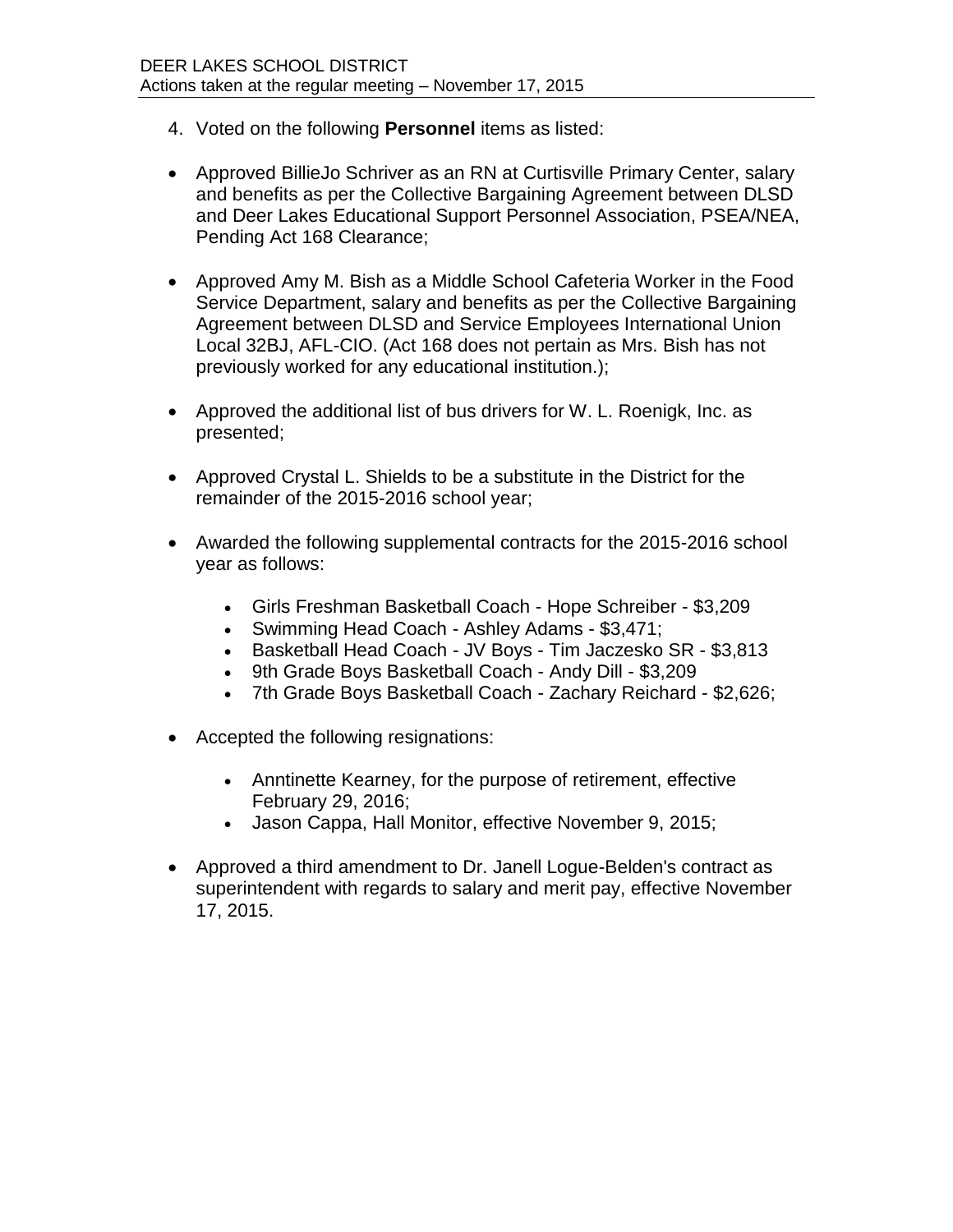4. Voted on the following **Personnel** items as listed:

- Approved BillieJo Schriver as an RN at Curtisville Primary Center, salary and benefits as per the Collective Bargaining Agreement between DLSD and Deer Lakes Educational Support Personnel Association, PSEA/NEA, Pending Act 168 Clearance;

- Approved Amy M. Bish as a Middle School Cafeteria Worker in the Food Service Department, salary and benefits as per the Collective Bargaining Agreement between DLSD and Service Employees International Union Local 32BJ, AFL-CIO. (Act 168 does not pertain as Mrs. Bish has not previously worked for any educational institution.);

- Approved the additional list of bus drivers for W. L. Roenigk, Inc. as presented;

- Approved Crystal L. Shields to be a substitute in the District for the remainder of the 2015-2016 school year;

- Awarded the following supplemental contracts for the 2015-2016 school year as follows:

  - Girls Freshman Basketball Coach - Hope Schreiber - $3,209
  - Swimming Head Coach - Ashley Adams - $3,471;
  - Basketball Head Coach - JV Boys - Tim Jaczesko SR - $3,813
  - 9th Grade Boys Basketball Coach - Andy Dill - $3,209
  - 7th Grade Boys Basketball Coach - Zachary Reichard - $2,626;

- Accepted the following resignations:

  - Anntinette Kearney, for the purpose of retirement, effective February 29, 2016;
  - Jason Cappa, Hall Monitor, effective November 9, 2015;

- Approved a third amendment to Dr. Janell Logue-Belden's contract as superintendent with regards to salary and merit pay, effective November 17, 2015.